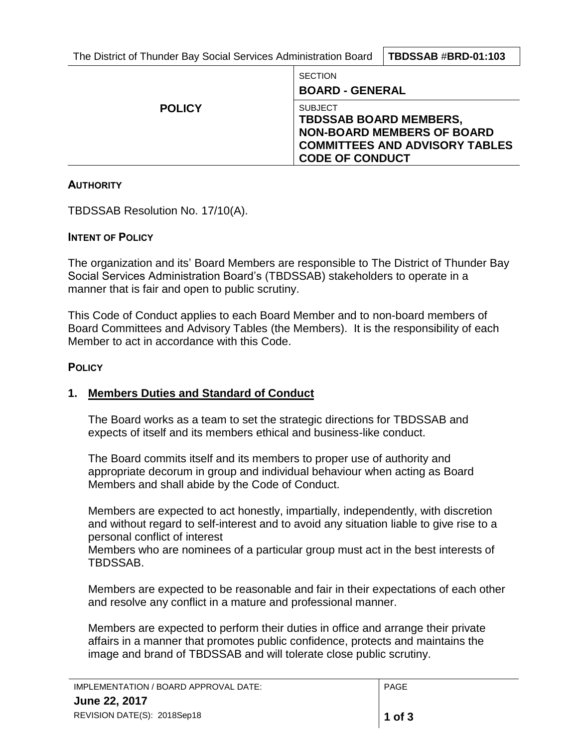| The District of Thunder Bay Social Services Administration Board | TBDSSAB #BRD-01:103 |
|---|---|
| **POLICY** | SECTION<br>**BOARD - GENERAL** |
| | SUBJECT<br>**TBDSSAB BOARD MEMBERS, NON-BOARD MEMBERS OF BOARD COMMITTEES AND ADVISORY TABLES CODE OF CONDUCT** |

**AUTHORITY**

TBDSSAB Resolution No. 17/10(A).

**INTENT OF POLICY**

The organization and its' Board Members are responsible to The District of Thunder Bay Social Services Administration Board's (TBDSSAB) stakeholders to operate in a manner that is fair and open to public scrutiny.

This Code of Conduct applies to each Board Member and to non-board members of Board Committees and Advisory Tables (the Members). It is the responsibility of each Member to act in accordance with this Code.

**POLICY**

**1. Members Duties and Standard of Conduct**

The Board works as a team to set the strategic directions for TBDSSAB and expects of itself and its members ethical and business-like conduct.

The Board commits itself and its members to proper use of authority and appropriate decorum in group and individual behaviour when acting as Board Members and shall abide by the Code of Conduct.

Members are expected to act honestly, impartially, independently, with discretion and without regard to self-interest and to avoid any situation liable to give rise to a personal conflict of interest
Members who are nominees of a particular group must act in the best interests of TBDSSAB.

Members are expected to be reasonable and fair in their expectations of each other and resolve any conflict in a mature and professional manner.

Members are expected to perform their duties in office and arrange their private affairs in a manner that promotes public confidence, protects and maintains the image and brand of TBDSSAB and will tolerate close public scrutiny.

| IMPLEMENTATION / BOARD APPROVAL DATE: | PAGE |
|---|---|
| **June 22, 2017**<br>REVISION DATE(S): 2018Sep18 | |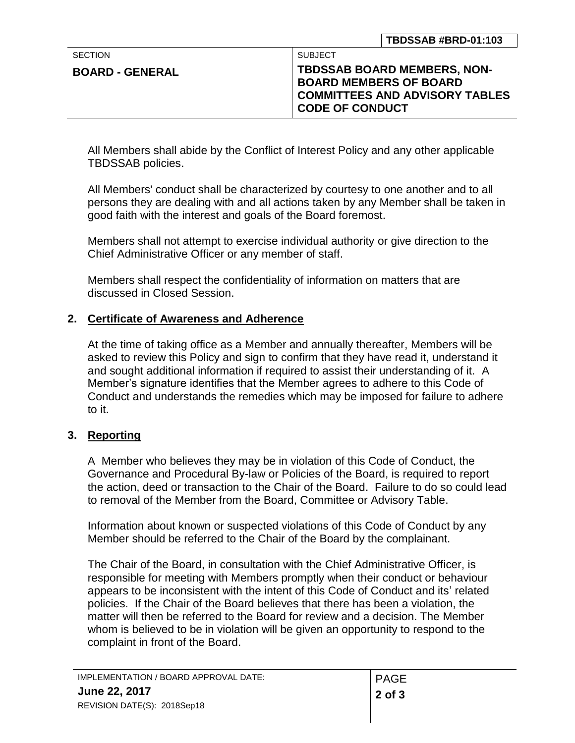All Members shall abide by the Conflict of Interest Policy and any other applicable TBDSSAB policies.

All Members' conduct shall be characterized by courtesy to one another and to all persons they are dealing with and all actions taken by any Member shall be taken in good faith with the interest and goals of the Board foremost.

Members shall not attempt to exercise individual authority or give direction to the Chief Administrative Officer or any member of staff.

Members shall respect the confidentiality of information on matters that are discussed in Closed Session.

## 2. Certificate of Awareness and Adherence

At the time of taking office as a Member and annually thereafter, Members will be asked to review this Policy and sign to confirm that they have read it, understand it and sought additional information if required to assist their understanding of it. A Member's signature identifies that the Member agrees to adhere to this Code of Conduct and understands the remedies which may be imposed for failure to adhere to it.

## 3. Reporting

A Member who believes they may be in violation of this Code of Conduct, the Governance and Procedural By-law or Policies of the Board, is required to report the action, deed or transaction to the Chair of the Board. Failure to do so could lead to removal of the Member from the Board, Committee or Advisory Table.

Information about known or suspected violations of this Code of Conduct by any Member should be referred to the Chair of the Board by the complainant.

The Chair of the Board, in consultation with the Chief Administrative Officer, is responsible for meeting with Members promptly when their conduct or behaviour appears to be inconsistent with the intent of this Code of Conduct and its' related policies. If the Chair of the Board believes that there has been a violation, the matter will then be referred to the Board for review and a decision. The Member whom is believed to be in violation will be given an opportunity to respond to the complaint in front of the Board.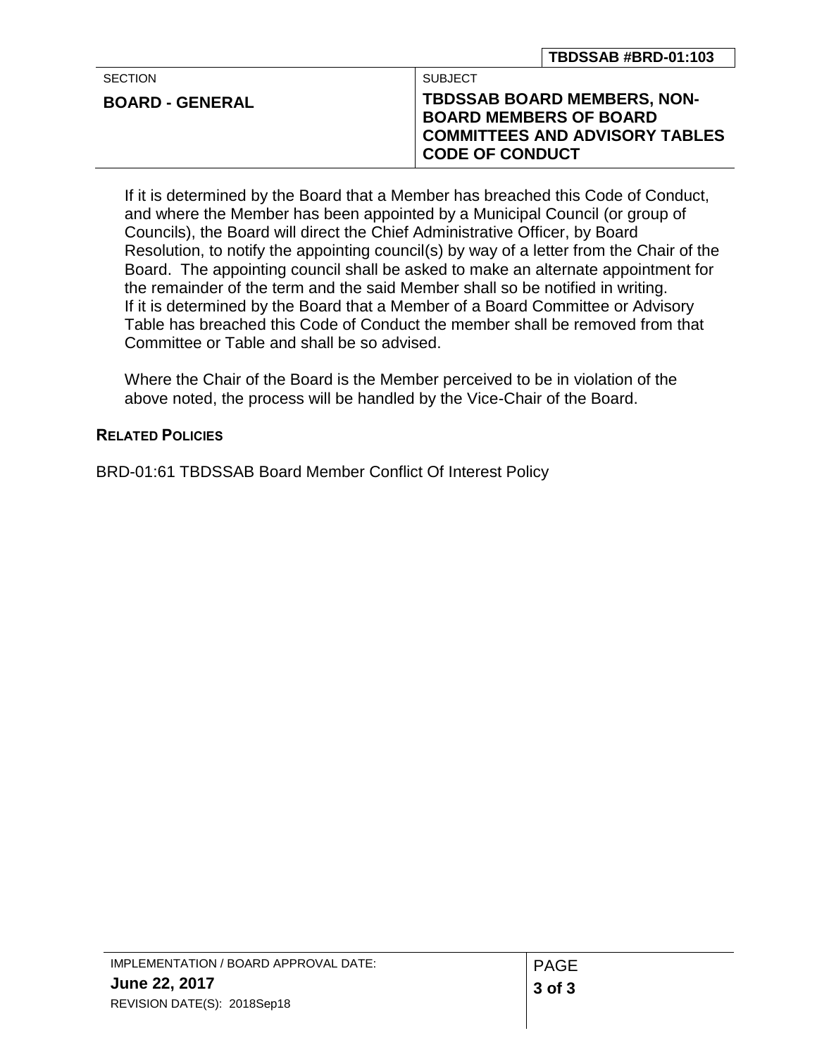If it is determined by the Board that a Member has breached this Code of Conduct, and where the Member has been appointed by a Municipal Council (or group of Councils), the Board will direct the Chief Administrative Officer, by Board Resolution, to notify the appointing council(s) by way of a letter from the Chair of the Board. The appointing council shall be asked to make an alternate appointment for the remainder of the term and the said Member shall so be notified in writing. If it is determined by the Board that a Member of a Board Committee or Advisory Table has breached this Code of Conduct the member shall be removed from that Committee or Table and shall be so advised.

Where the Chair of the Board is the Member perceived to be in violation of the above noted, the process will be handled by the Vice-Chair of the Board.

## RELATED POLICIES

BRD-01:61 TBDSSAB Board Member Conflict Of Interest Policy